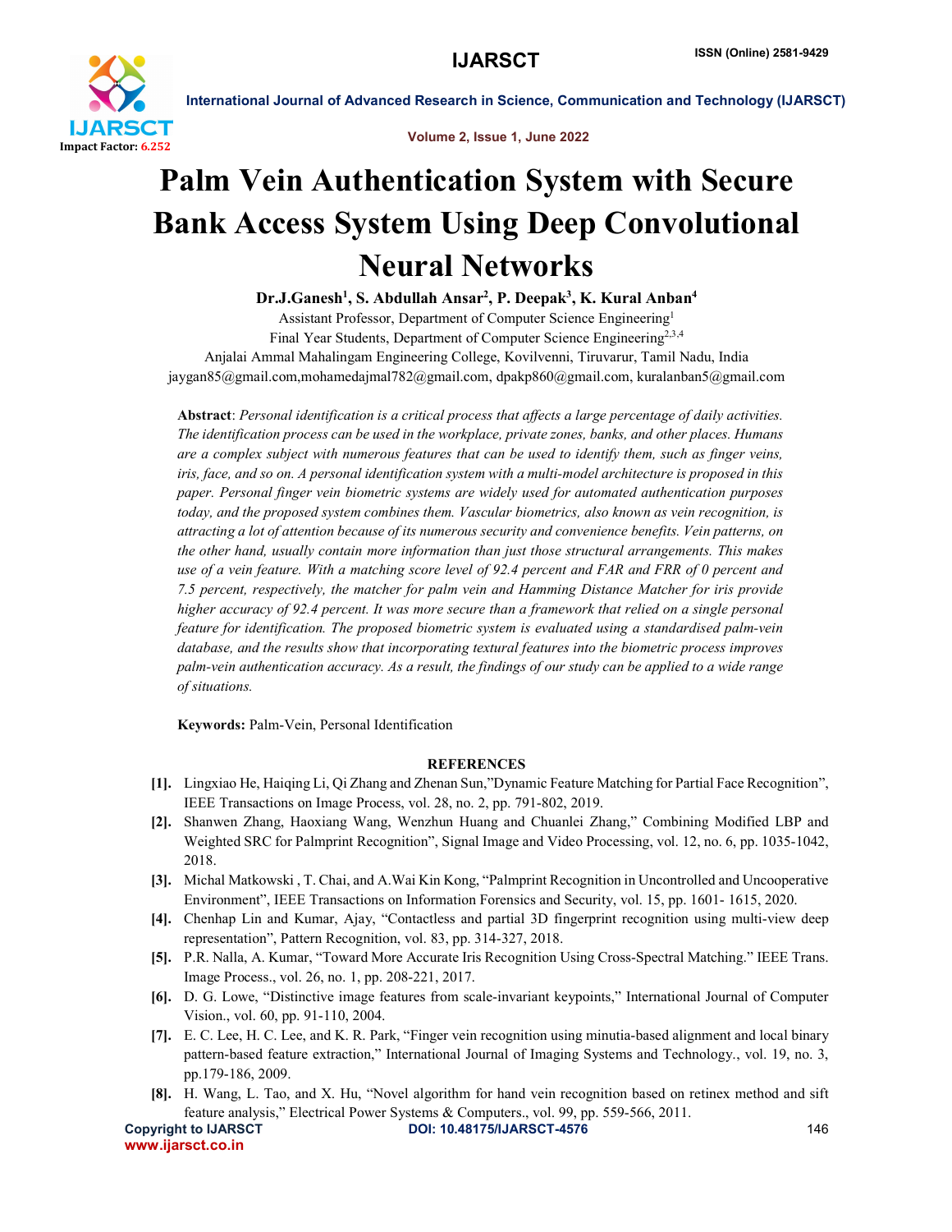# Palm Vein Authentication System with Secure Bank Access System Using Deep Convolutional Neural Networks

**Dr.J.Ganesh[1], S. Abdullah Ansar[2], P. Deepak[3], K. Kural Anban[4]**

Assistant Professor, Department of Computer Science Engineering[1]

Final Year Students, Department of Computer Science Engineering[2,3,4]

Anjalai Ammal Mahalingam Engineering College, Kovilvenni, Tiruvarur, Tamil Nadu, India

jaygan85@gmail.com,mohamedajmal782@gmail.com, dpakp860@gmail.com, kuralanban5@gmail.com

**Abstract**: *Personal identification is a critical process that affects a large percentage of daily activities. The identification process can be used in the workplace, private zones, banks, and other places. Humans are a complex subject with numerous features that can be used to identify them, such as finger veins, iris, face, and so on. A personal identification system with a multi-model architecture is proposed in this paper. Personal finger vein biometric systems are widely used for automated authentication purposes today, and the proposed system combines them. Vascular biometrics, also known as vein recognition, is attracting a lot of attention because of its numerous security and convenience benefits. Vein patterns, on the other hand, usually contain more information than just those structural arrangements. This makes use of a vein feature. With a matching score level of 92.4 percent and FAR and FRR of 0 percent and 7.5 percent, respectively, the matcher for palm vein and Hamming Distance Matcher for iris provide higher accuracy of 92.4 percent. It was more secure than a framework that relied on a single personal feature for identification. The proposed biometric system is evaluated using a standardised palm-vein database, and the results show that incorporating textural features into the biometric process improves palm-vein authentication accuracy. As a result, the findings of our study can be applied to a wide range of situations.*

**Keywords:** Palm-Vein, Personal Identification

## REFERENCES

[1]. Lingxiao He, Haiqing Li, Qi Zhang and Zhenan Sun,"Dynamic Feature Matching for Partial Face Recognition", IEEE Transactions on Image Process, vol. 28, no. 2, pp. 791-802, 2019.

[2]. Shanwen Zhang, Haoxiang Wang, Wenzhun Huang and Chuanlei Zhang," Combining Modified LBP and Weighted SRC for Palmprint Recognition", Signal Image and Video Processing, vol. 12, no. 6, pp. 1035-1042, 2018.

[3]. Michal Matkowski , T. Chai, and A.Wai Kin Kong, "Palmprint Recognition in Uncontrolled and Uncooperative Environment", IEEE Transactions on Information Forensics and Security, vol. 15, pp. 1601- 1615, 2020.

[4]. Chenhap Lin and Kumar, Ajay, "Contactless and partial 3D fingerprint recognition using multi-view deep representation", Pattern Recognition, vol. 83, pp. 314-327, 2018.

[5]. P.R. Nalla, A. Kumar, "Toward More Accurate Iris Recognition Using Cross-Spectral Matching." IEEE Trans. Image Process., vol. 26, no. 1, pp. 208-221, 2017.

[6]. D. G. Lowe, "Distinctive image features from scale-invariant keypoints," International Journal of Computer Vision., vol. 60, pp. 91-110, 2004.

[7]. E. C. Lee, H. C. Lee, and K. R. Park, "Finger vein recognition using minutia-based alignment and local binary pattern-based feature extraction," International Journal of Imaging Systems and Technology., vol. 19, no. 3, pp.179-186, 2009.

[8]. H. Wang, L. Tao, and X. Hu, "Novel algorithm for hand vein recognition based on retinex method and sift feature analysis," Electrical Power Systems & Computers., vol. 99, pp. 559-566, 2011.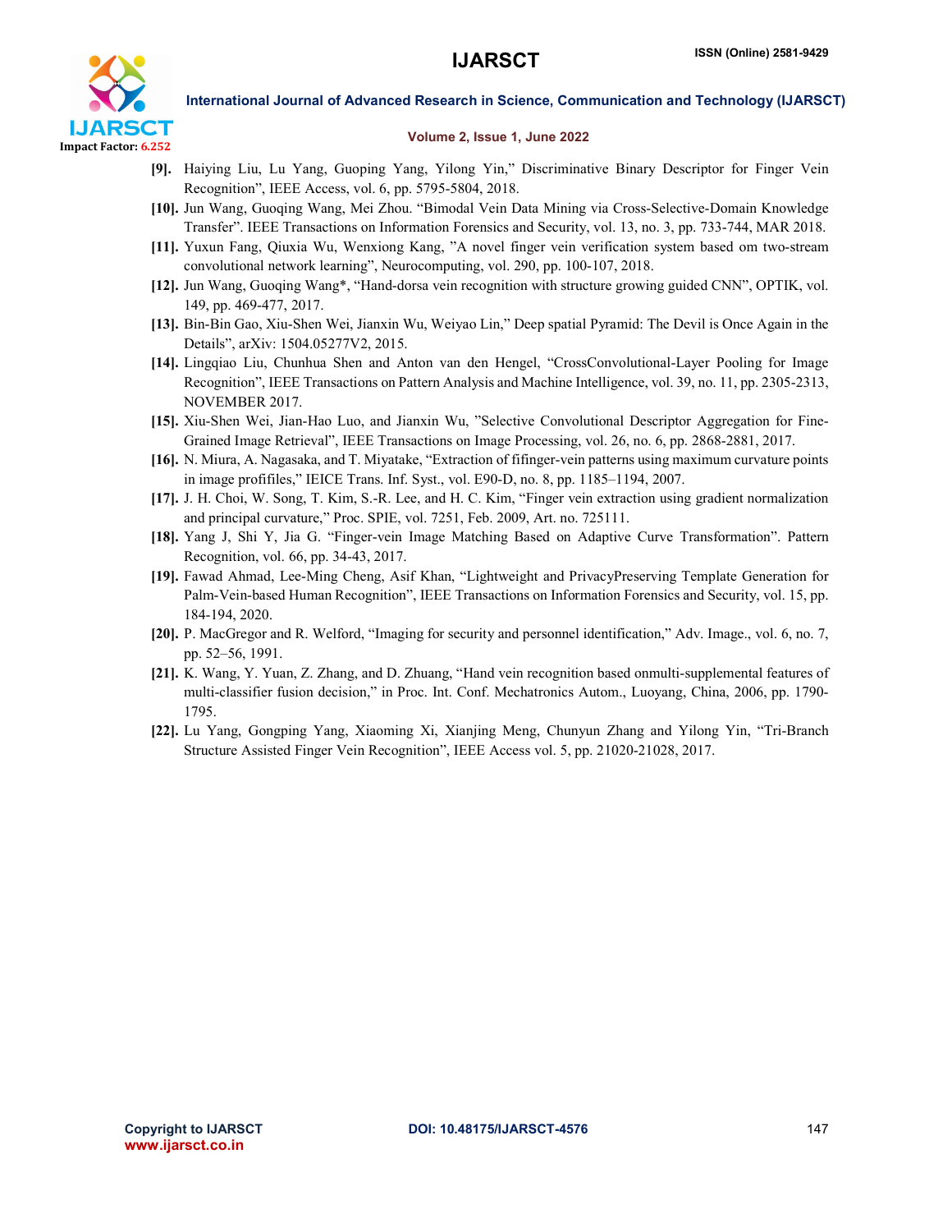**[9].** Haiying Liu, Lu Yang, Guoping Yang, Yilong Yin," Discriminative Binary Descriptor for Finger Vein Recognition", IEEE Access, vol. 6, pp. 5795-5804, 2018.

**[10].** Jun Wang, Guoqing Wang, Mei Zhou. "Bimodal Vein Data Mining via Cross-Selective-Domain Knowledge Transfer". IEEE Transactions on Information Forensics and Security, vol. 13, no. 3, pp. 733-744, MAR 2018.

**[11].** Yuxun Fang, Qiuxia Wu, Wenxiong Kang, "A novel finger vein verification system based om two-stream convolutional network learning", Neurocomputing, vol. 290, pp. 100-107, 2018.

**[12].** Jun Wang, Guoqing Wang*, "Hand-dorsa vein recognition with structure growing guided CNN", OPTIK, vol. 149, pp. 469-477, 2017.

**[13].** Bin-Bin Gao, Xiu-Shen Wei, Jianxin Wu, Weiyao Lin," Deep spatial Pyramid: The Devil is Once Again in the Details", arXiv: 1504.05277V2, 2015.

**[14].** Lingqiao Liu, Chunhua Shen and Anton van den Hengel, "CrossConvolutional-Layer Pooling for Image Recognition", IEEE Transactions on Pattern Analysis and Machine Intelligence, vol. 39, no. 11, pp. 2305-2313, NOVEMBER 2017.

**[15].** Xiu-Shen Wei, Jian-Hao Luo, and Jianxin Wu, "Selective Convolutional Descriptor Aggregation for Fine-Grained Image Retrieval", IEEE Transactions on Image Processing, vol. 26, no. 6, pp. 2868-2881, 2017.

**[16].** N. Miura, A. Nagasaka, and T. Miyatake, "Extraction of fifinger-vein patterns using maximum curvature points in image profifiles," IEICE Trans. Inf. Syst., vol. E90-D, no. 8, pp. 1185–1194, 2007.

**[17].** J. H. Choi, W. Song, T. Kim, S.-R. Lee, and H. C. Kim, "Finger vein extraction using gradient normalization and principal curvature," Proc. SPIE, vol. 7251, Feb. 2009, Art. no. 725111.

**[18].** Yang J, Shi Y, Jia G. "Finger-vein Image Matching Based on Adaptive Curve Transformation". Pattern Recognition, vol. 66, pp. 34-43, 2017.

**[19].** Fawad Ahmad, Lee-Ming Cheng, Asif Khan, "Lightweight and PrivacyPreserving Template Generation for Palm-Vein-based Human Recognition", IEEE Transactions on Information Forensics and Security, vol. 15, pp. 184-194, 2020.

**[20].** P. MacGregor and R. Welford, "Imaging for security and personnel identification," Adv. Image., vol. 6, no. 7, pp. 52–56, 1991.

**[21].** K. Wang, Y. Yuan, Z. Zhang, and D. Zhuang, "Hand vein recognition based onmulti-supplemental features of multi-classifier fusion decision," in Proc. Int. Conf. Mechatronics Autom., Luoyang, China, 2006, pp. 1790-1795.

**[22].** Lu Yang, Gongping Yang, Xiaoming Xi, Xianjing Meng, Chunyun Zhang and Yilong Yin, "Tri-Branch Structure Assisted Finger Vein Recognition", IEEE Access vol. 5, pp. 21020-21028, 2017.